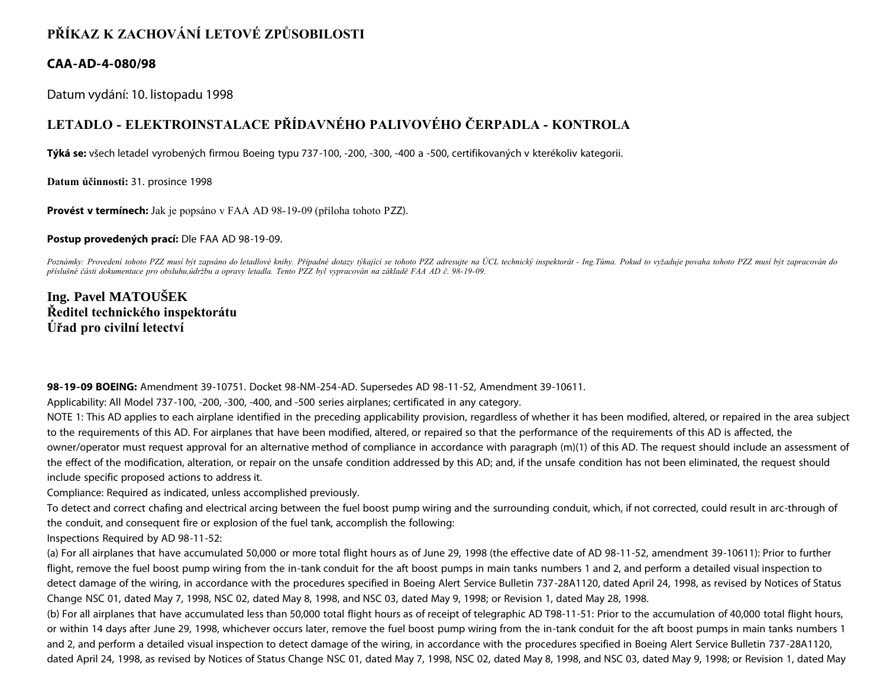# PŘÍKAZ K ZACHOVÁNÍ LETOVÉ ZPŮSOBILOSTI

## CAA-AD-4-080/98

Datum vydání: 10. listopadu 1998

## LETADLO - ELEKTROINSTALACE PŘÍDAVNÉHO PALIVOVÉHO ČERPADLA - KONTROLA

**Týká se:** všech letadel vyrobených firmou Boeing typu 737-100, -200, -300, -400 a -500, certifikovaných v kterékoliv kategorii.

**Datum účinnosti:** 31. prosince 1998

**Provést v termínech:** Jak je popsáno v FAA AD 98-19-09 (příloha tohoto PZZ).

**Postup provedených prací:** Dle FAA AD 98-19-09.

*Poznámky: Provedení tohoto PZZ musí být zapsáno do letadlové knihy. Případné dotazy týkající se tohoto PZZ adresujte na ÚCL technický inspektorát - Ing.Tůma. Pokud to vyžaduje povaha tohoto PZZ musí být zapracován do příslušné části dokumentace pro obsluhu,údržbu a opravy letadla. Tento PZZ byl vypracován na základě FAA AD č. 98-19-09.*

**Ing. Pavel MATOUŠEK**
**Ředitel technického inspektorátu**
**Úřad pro civilní letectví**

**98-19-09 BOEING:** Amendment 39-10751. Docket 98-NM-254-AD. Supersedes AD 98-11-52, Amendment 39-10611.

Applicability: All Model 737-100, -200, -300, -400, and -500 series airplanes; certificated in any category.

NOTE 1: This AD applies to each airplane identified in the preceding applicability provision, regardless of whether it has been modified, altered, or repaired in the area subject to the requirements of this AD. For airplanes that have been modified, altered, or repaired so that the performance of the requirements of this AD is affected, the owner/operator must request approval for an alternative method of compliance in accordance with paragraph (m)(1) of this AD. The request should include an assessment of the effect of the modification, alteration, or repair on the unsafe condition addressed by this AD; and, if the unsafe condition has not been eliminated, the request should include specific proposed actions to address it.

Compliance: Required as indicated, unless accomplished previously.

To detect and correct chafing and electrical arcing between the fuel boost pump wiring and the surrounding conduit, which, if not corrected, could result in arc-through of the conduit, and consequent fire or explosion of the fuel tank, accomplish the following:

Inspections Required by AD 98-11-52:

(a) For all airplanes that have accumulated 50,000 or more total flight hours as of June 29, 1998 (the effective date of AD 98-11-52, amendment 39-10611): Prior to further flight, remove the fuel boost pump wiring from the in-tank conduit for the aft boost pumps in main tanks numbers 1 and 2, and perform a detailed visual inspection to detect damage of the wiring, in accordance with the procedures specified in Boeing Alert Service Bulletin 737-28A1120, dated April 24, 1998, as revised by Notices of Status Change NSC 01, dated May 7, 1998, NSC 02, dated May 8, 1998, and NSC 03, dated May 9, 1998; or Revision 1, dated May 28, 1998.

(b) For all airplanes that have accumulated less than 50,000 total flight hours as of receipt of telegraphic AD T98-11-51: Prior to the accumulation of 40,000 total flight hours, or within 14 days after June 29, 1998, whichever occurs later, remove the fuel boost pump wiring from the in-tank conduit for the aft boost pumps in main tanks numbers 1 and 2, and perform a detailed visual inspection to detect damage of the wiring, in accordance with the procedures specified in Boeing Alert Service Bulletin 737-28A1120, dated April 24, 1998, as revised by Notices of Status Change NSC 01, dated May 7, 1998, NSC 02, dated May 8, 1998, and NSC 03, dated May 9, 1998; or Revision 1, dated May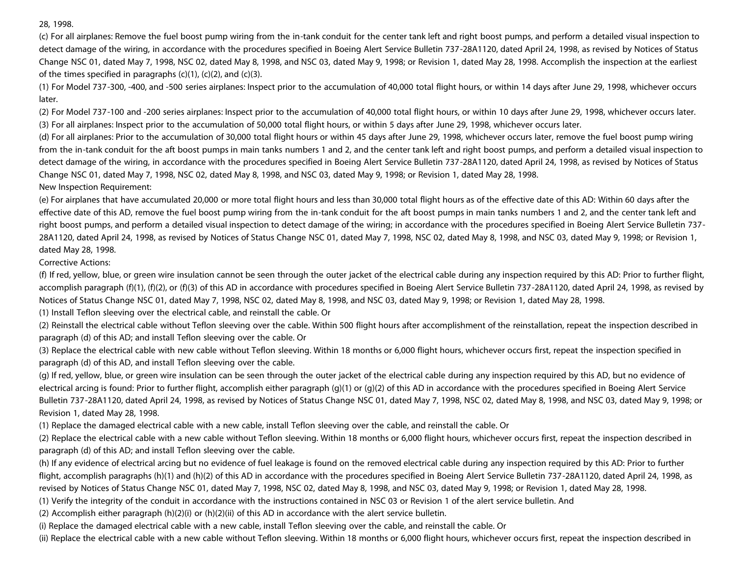28, 1998.

(c) For all airplanes: Remove the fuel boost pump wiring from the in-tank conduit for the center tank left and right boost pumps, and perform a detailed visual inspection to detect damage of the wiring, in accordance with the procedures specified in Boeing Alert Service Bulletin 737-28A1120, dated April 24, 1998, as revised by Notices of Status Change NSC 01, dated May 7, 1998, NSC 02, dated May 8, 1998, and NSC 03, dated May 9, 1998; or Revision 1, dated May 28, 1998. Accomplish the inspection at the earliest of the times specified in paragraphs (c)(1), (c)(2), and (c)(3).

(1) For Model 737-300, -400, and -500 series airplanes: Inspect prior to the accumulation of 40,000 total flight hours, or within 14 days after June 29, 1998, whichever occurs later.

(2) For Model 737-100 and -200 series airplanes: Inspect prior to the accumulation of 40,000 total flight hours, or within 10 days after June 29, 1998, whichever occurs later.

(3) For all airplanes: Inspect prior to the accumulation of 50,000 total flight hours, or within 5 days after June 29, 1998, whichever occurs later.

(d) For all airplanes: Prior to the accumulation of 30,000 total flight hours or within 45 days after June 29, 1998, whichever occurs later, remove the fuel boost pump wiring from the in-tank conduit for the aft boost pumps in main tanks numbers 1 and 2, and the center tank left and right boost pumps, and perform a detailed visual inspection to detect damage of the wiring, in accordance with the procedures specified in Boeing Alert Service Bulletin 737-28A1120, dated April 24, 1998, as revised by Notices of Status Change NSC 01, dated May 7, 1998, NSC 02, dated May 8, 1998, and NSC 03, dated May 9, 1998; or Revision 1, dated May 28, 1998.

New Inspection Requirement:

(e) For airplanes that have accumulated 20,000 or more total flight hours and less than 30,000 total flight hours as of the effective date of this AD: Within 60 days after the effective date of this AD, remove the fuel boost pump wiring from the in-tank conduit for the aft boost pumps in main tanks numbers 1 and 2, and the center tank left and right boost pumps, and perform a detailed visual inspection to detect damage of the wiring; in accordance with the procedures specified in Boeing Alert Service Bulletin 737-28A1120, dated April 24, 1998, as revised by Notices of Status Change NSC 01, dated May 7, 1998, NSC 02, dated May 8, 1998, and NSC 03, dated May 9, 1998; or Revision 1, dated May 28, 1998.

Corrective Actions:

(f) If red, yellow, blue, or green wire insulation cannot be seen through the outer jacket of the electrical cable during any inspection required by this AD: Prior to further flight, accomplish paragraph (f)(1), (f)(2), or (f)(3) of this AD in accordance with procedures specified in Boeing Alert Service Bulletin 737-28A1120, dated April 24, 1998, as revised by Notices of Status Change NSC 01, dated May 7, 1998, NSC 02, dated May 8, 1998, and NSC 03, dated May 9, 1998; or Revision 1, dated May 28, 1998.

(1) Install Teflon sleeving over the electrical cable, and reinstall the cable. Or

(2) Reinstall the electrical cable without Teflon sleeving over the cable. Within 500 flight hours after accomplishment of the reinstallation, repeat the inspection described in paragraph (d) of this AD; and install Teflon sleeving over the cable. Or

(3) Replace the electrical cable with new cable without Teflon sleeving. Within 18 months or 6,000 flight hours, whichever occurs first, repeat the inspection specified in paragraph (d) of this AD, and install Teflon sleeving over the cable.

(g) If red, yellow, blue, or green wire insulation can be seen through the outer jacket of the electrical cable during any inspection required by this AD, but no evidence of electrical arcing is found: Prior to further flight, accomplish either paragraph (g)(1) or (g)(2) of this AD in accordance with the procedures specified in Boeing Alert Service Bulletin 737-28A1120, dated April 24, 1998, as revised by Notices of Status Change NSC 01, dated May 7, 1998, NSC 02, dated May 8, 1998, and NSC 03, dated May 9, 1998; or Revision 1, dated May 28, 1998.

(1) Replace the damaged electrical cable with a new cable, install Teflon sleeving over the cable, and reinstall the cable. Or

(2) Replace the electrical cable with a new cable without Teflon sleeving. Within 18 months or 6,000 flight hours, whichever occurs first, repeat the inspection described in paragraph (d) of this AD; and install Teflon sleeving over the cable.

(h) If any evidence of electrical arcing but no evidence of fuel leakage is found on the removed electrical cable during any inspection required by this AD: Prior to further flight, accomplish paragraphs (h)(1) and (h)(2) of this AD in accordance with the procedures specified in Boeing Alert Service Bulletin 737-28A1120, dated April 24, 1998, as revised by Notices of Status Change NSC 01, dated May 7, 1998, NSC 02, dated May 8, 1998, and NSC 03, dated May 9, 1998; or Revision 1, dated May 28, 1998.

(1) Verify the integrity of the conduit in accordance with the instructions contained in NSC 03 or Revision 1 of the alert service bulletin. And

(2) Accomplish either paragraph (h)(2)(i) or (h)(2)(ii) of this AD in accordance with the alert service bulletin.

(i) Replace the damaged electrical cable with a new cable, install Teflon sleeving over the cable, and reinstall the cable. Or

(ii) Replace the electrical cable with a new cable without Teflon sleeving. Within 18 months or 6,000 flight hours, whichever occurs first, repeat the inspection described in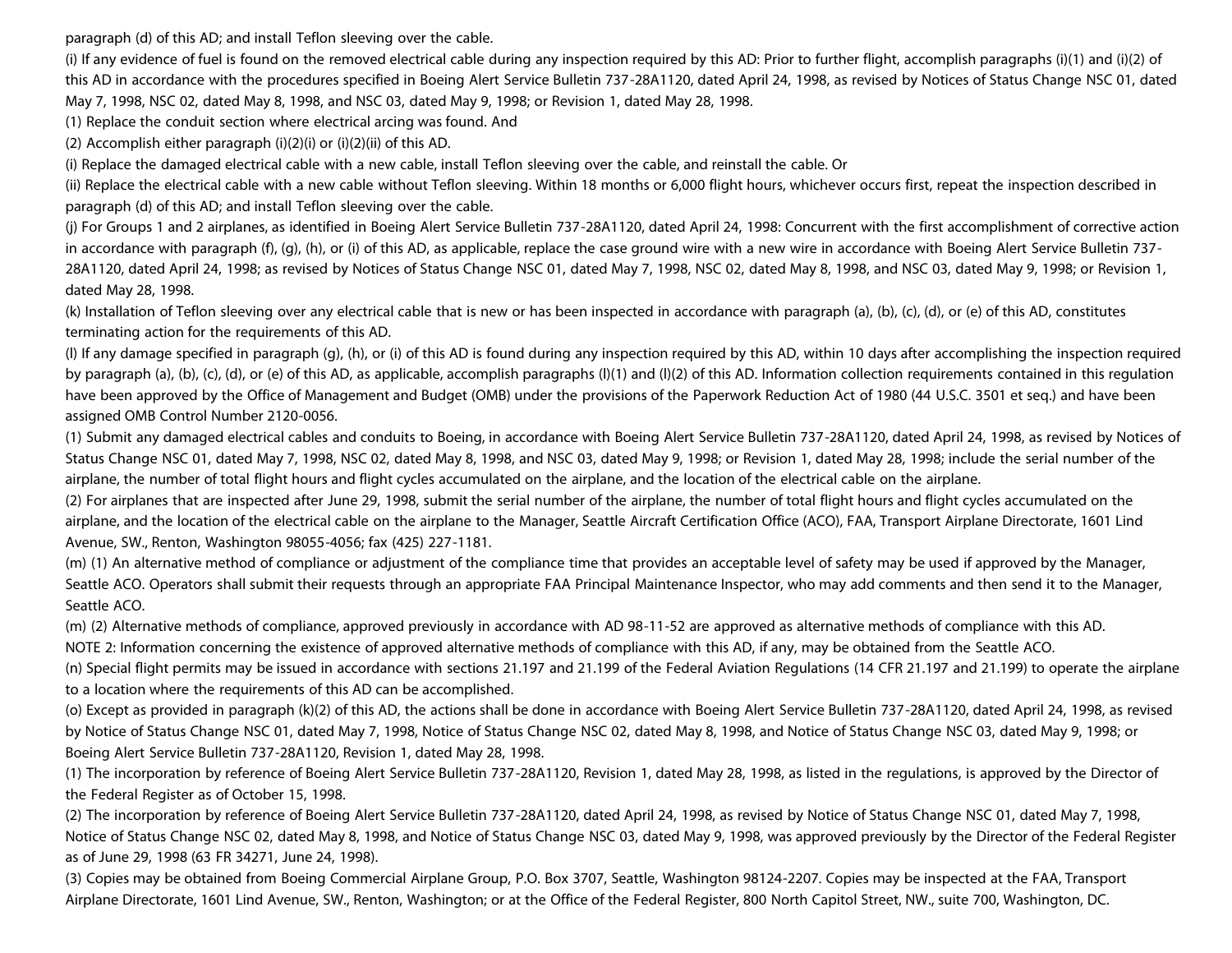paragraph (d) of this AD; and install Teflon sleeving over the cable.

(i) If any evidence of fuel is found on the removed electrical cable during any inspection required by this AD: Prior to further flight, accomplish paragraphs (i)(1) and (i)(2) of this AD in accordance with the procedures specified in Boeing Alert Service Bulletin 737-28A1120, dated April 24, 1998, as revised by Notices of Status Change NSC 01, dated May 7, 1998, NSC 02, dated May 8, 1998, and NSC 03, dated May 9, 1998; or Revision 1, dated May 28, 1998.

(1) Replace the conduit section where electrical arcing was found. And

(2) Accomplish either paragraph (i)(2)(i) or (i)(2)(ii) of this AD.

(i) Replace the damaged electrical cable with a new cable, install Teflon sleeving over the cable, and reinstall the cable. Or

(ii) Replace the electrical cable with a new cable without Teflon sleeving. Within 18 months or 6,000 flight hours, whichever occurs first, repeat the inspection described in paragraph (d) of this AD; and install Teflon sleeving over the cable.

(j) For Groups 1 and 2 airplanes, as identified in Boeing Alert Service Bulletin 737-28A1120, dated April 24, 1998: Concurrent with the first accomplishment of corrective action in accordance with paragraph (f), (g), (h), or (i) of this AD, as applicable, replace the case ground wire with a new wire in accordance with Boeing Alert Service Bulletin 737-28A1120, dated April 24, 1998; as revised by Notices of Status Change NSC 01, dated May 7, 1998, NSC 02, dated May 8, 1998, and NSC 03, dated May 9, 1998; or Revision 1, dated May 28, 1998.

(k) Installation of Teflon sleeving over any electrical cable that is new or has been inspected in accordance with paragraph (a), (b), (c), (d), or (e) of this AD, constitutes terminating action for the requirements of this AD.

(l) If any damage specified in paragraph (g), (h), or (i) of this AD is found during any inspection required by this AD, within 10 days after accomplishing the inspection required by paragraph (a), (b), (c), (d), or (e) of this AD, as applicable, accomplish paragraphs (l)(1) and (l)(2) of this AD. Information collection requirements contained in this regulation have been approved by the Office of Management and Budget (OMB) under the provisions of the Paperwork Reduction Act of 1980 (44 U.S.C. 3501 et seq.) and have been assigned OMB Control Number 2120-0056.

(1) Submit any damaged electrical cables and conduits to Boeing, in accordance with Boeing Alert Service Bulletin 737-28A1120, dated April 24, 1998, as revised by Notices of Status Change NSC 01, dated May 7, 1998, NSC 02, dated May 8, 1998, and NSC 03, dated May 9, 1998; or Revision 1, dated May 28, 1998; include the serial number of the airplane, the number of total flight hours and flight cycles accumulated on the airplane, and the location of the electrical cable on the airplane.

(2) For airplanes that are inspected after June 29, 1998, submit the serial number of the airplane, the number of total flight hours and flight cycles accumulated on the airplane, and the location of the electrical cable on the airplane to the Manager, Seattle Aircraft Certification Office (ACO), FAA, Transport Airplane Directorate, 1601 Lind Avenue, SW., Renton, Washington 98055-4056; fax (425) 227-1181.

(m) (1) An alternative method of compliance or adjustment of the compliance time that provides an acceptable level of safety may be used if approved by the Manager, Seattle ACO. Operators shall submit their requests through an appropriate FAA Principal Maintenance Inspector, who may add comments and then send it to the Manager, Seattle ACO.

(m) (2) Alternative methods of compliance, approved previously in accordance with AD 98-11-52 are approved as alternative methods of compliance with this AD.

NOTE 2: Information concerning the existence of approved alternative methods of compliance with this AD, if any, may be obtained from the Seattle ACO.

(n) Special flight permits may be issued in accordance with sections 21.197 and 21.199 of the Federal Aviation Regulations (14 CFR 21.197 and 21.199) to operate the airplane to a location where the requirements of this AD can be accomplished.

(o) Except as provided in paragraph (k)(2) of this AD, the actions shall be done in accordance with Boeing Alert Service Bulletin 737-28A1120, dated April 24, 1998, as revised by Notice of Status Change NSC 01, dated May 7, 1998, Notice of Status Change NSC 02, dated May 8, 1998, and Notice of Status Change NSC 03, dated May 9, 1998; or Boeing Alert Service Bulletin 737-28A1120, Revision 1, dated May 28, 1998.

(1) The incorporation by reference of Boeing Alert Service Bulletin 737-28A1120, Revision 1, dated May 28, 1998, as listed in the regulations, is approved by the Director of the Federal Register as of October 15, 1998.

(2) The incorporation by reference of Boeing Alert Service Bulletin 737-28A1120, dated April 24, 1998, as revised by Notice of Status Change NSC 01, dated May 7, 1998, Notice of Status Change NSC 02, dated May 8, 1998, and Notice of Status Change NSC 03, dated May 9, 1998, was approved previously by the Director of the Federal Register as of June 29, 1998 (63 FR 34271, June 24, 1998).

(3) Copies may be obtained from Boeing Commercial Airplane Group, P.O. Box 3707, Seattle, Washington 98124-2207. Copies may be inspected at the FAA, Transport Airplane Directorate, 1601 Lind Avenue, SW., Renton, Washington; or at the Office of the Federal Register, 800 North Capitol Street, NW., suite 700, Washington, DC.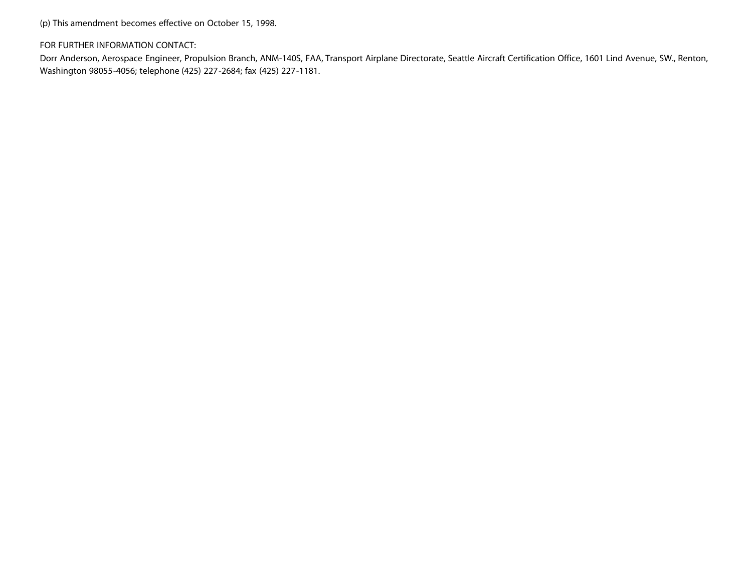(p) This amendment becomes effective on October 15, 1998.

FOR FURTHER INFORMATION CONTACT:

Dorr Anderson, Aerospace Engineer, Propulsion Branch, ANM-140S, FAA, Transport Airplane Directorate, Seattle Aircraft Certification Office, 1601 Lind Avenue, SW., Renton, Washington 98055-4056; telephone (425) 227-2684; fax (425) 227-1181.